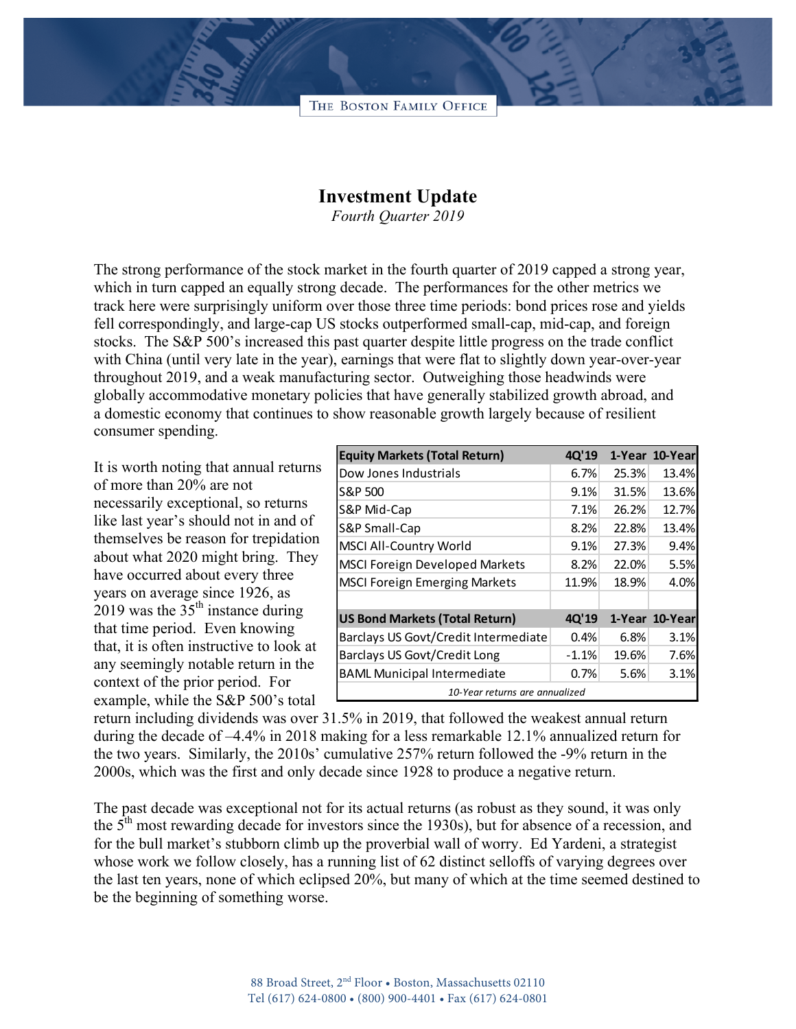THE BOSTON FAMILY OFFICE

# Investment Update

*Fourth Quarter 2019*

The strong performance of the stock market in the fourth quarter of 2019 capped a strong year, which in turn capped an equally strong decade. The performances for the other metrics we track here were surprisingly uniform over those three time periods: bond prices rose and yields fell correspondingly, and large-cap US stocks outperformed small-cap, mid-cap, and foreign stocks. The S&P 500's increased this past quarter despite little progress on the trade conflict with China (until very late in the year), earnings that were flat to slightly down year-over-year throughout 2019, and a weak manufacturing sector. Outweighing those headwinds were globally accommodative monetary policies that have generally stabilized growth abroad, and a domestic economy that continues to show reasonable growth largely because of resilient consumer spending.

| Equity Markets (Total Return) | 4Q'19 | 1-Year | 10-Year |
|---|---|---|---|
| Dow Jones Industrials | 6.7% | 25.3% | 13.4% |
| S&P 500 | 9.1% | 31.5% | 13.6% |
| S&P Mid-Cap | 7.1% | 26.2% | 12.7% |
| S&P Small-Cap | 8.2% | 22.8% | 13.4% |
| MSCI All-Country World | 9.1% | 27.3% | 9.4% |
| MSCI Foreign Developed Markets | 8.2% | 22.0% | 5.5% |
| MSCI Foreign Emerging Markets | 11.9% | 18.9% | 4.0% |
| | | | |
| **US Bond Markets (Total Return)** | **4Q'19** | **1-Year** | **10-Year** |
| Barclays US Govt/Credit Intermediate | 0.4% | 6.8% | 3.1% |
| Barclays US Govt/Credit Long | -1.1% | 19.6% | 7.6% |
| BAML Municipal Intermediate | 0.7% | 5.6% | 3.1% |

*10-Year returns are annualized*

It is worth noting that annual returns of more than 20% are not necessarily exceptional, so returns like last year's should not in and of themselves be reason for trepidation about what 2020 might bring. They have occurred about every three years on average since 1926, as 2019 was the 35th instance during that time period. Even knowing that, it is often instructive to look at any seemingly notable return in the context of the prior period. For example, while the S&P 500's total return including dividends was over 31.5% in 2019, that followed the weakest annual return during the decade of –4.4% in 2018 making for a less remarkable 12.1% annualized return for the two years. Similarly, the 2010s' cumulative 257% return followed the -9% return in the 2000s, which was the first and only decade since 1928 to produce a negative return.

The past decade was exceptional not for its actual returns (as robust as they sound, it was only the 5th most rewarding decade for investors since the 1930s), but for absence of a recession, and for the bull market's stubborn climb up the proverbial wall of worry. Ed Yardeni, a strategist whose work we follow closely, has a running list of 62 distinct selloffs of varying degrees over the last ten years, none of which eclipsed 20%, but many of which at the time seemed destined to be the beginning of something worse.

88 Broad Street, 2nd Floor • Boston, Massachusetts 02110
Tel (617) 624-0800 • (800) 900-4401 • Fax (617) 624-0801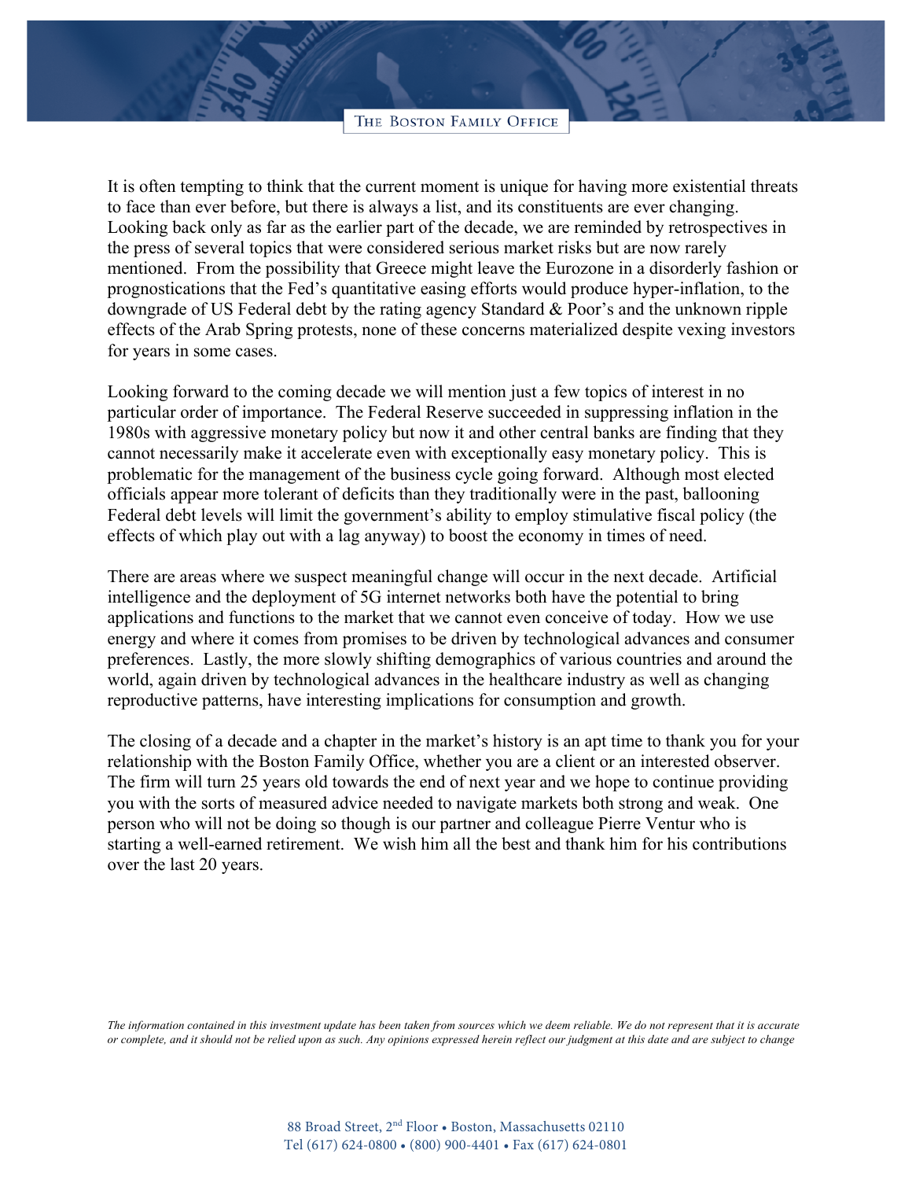It is often tempting to think that the current moment is unique for having more existential threats to face than ever before, but there is always a list, and its constituents are ever changing. Looking back only as far as the earlier part of the decade, we are reminded by retrospectives in the press of several topics that were considered serious market risks but are now rarely mentioned. From the possibility that Greece might leave the Eurozone in a disorderly fashion or prognostications that the Fed's quantitative easing efforts would produce hyper-inflation, to the downgrade of US Federal debt by the rating agency Standard & Poor's and the unknown ripple effects of the Arab Spring protests, none of these concerns materialized despite vexing investors for years in some cases.

Looking forward to the coming decade we will mention just a few topics of interest in no particular order of importance. The Federal Reserve succeeded in suppressing inflation in the 1980s with aggressive monetary policy but now it and other central banks are finding that they cannot necessarily make it accelerate even with exceptionally easy monetary policy. This is problematic for the management of the business cycle going forward. Although most elected officials appear more tolerant of deficits than they traditionally were in the past, ballooning Federal debt levels will limit the government's ability to employ stimulative fiscal policy (the effects of which play out with a lag anyway) to boost the economy in times of need.

There are areas where we suspect meaningful change will occur in the next decade. Artificial intelligence and the deployment of 5G internet networks both have the potential to bring applications and functions to the market that we cannot even conceive of today. How we use energy and where it comes from promises to be driven by technological advances and consumer preferences. Lastly, the more slowly shifting demographics of various countries and around the world, again driven by technological advances in the healthcare industry as well as changing reproductive patterns, have interesting implications for consumption and growth.

The closing of a decade and a chapter in the market's history is an apt time to thank you for your relationship with the Boston Family Office, whether you are a client or an interested observer. The firm will turn 25 years old towards the end of next year and we hope to continue providing you with the sorts of measured advice needed to navigate markets both strong and weak. One person who will not be doing so though is our partner and colleague Pierre Ventur who is starting a well-earned retirement. We wish him all the best and thank him for his contributions over the last 20 years.

*The information contained in this investment update has been taken from sources which we deem reliable. We do not represent that it is accurate or complete, and it should not be relied upon as such. Any opinions expressed herein reflect our judgment at this date and are subject to change*